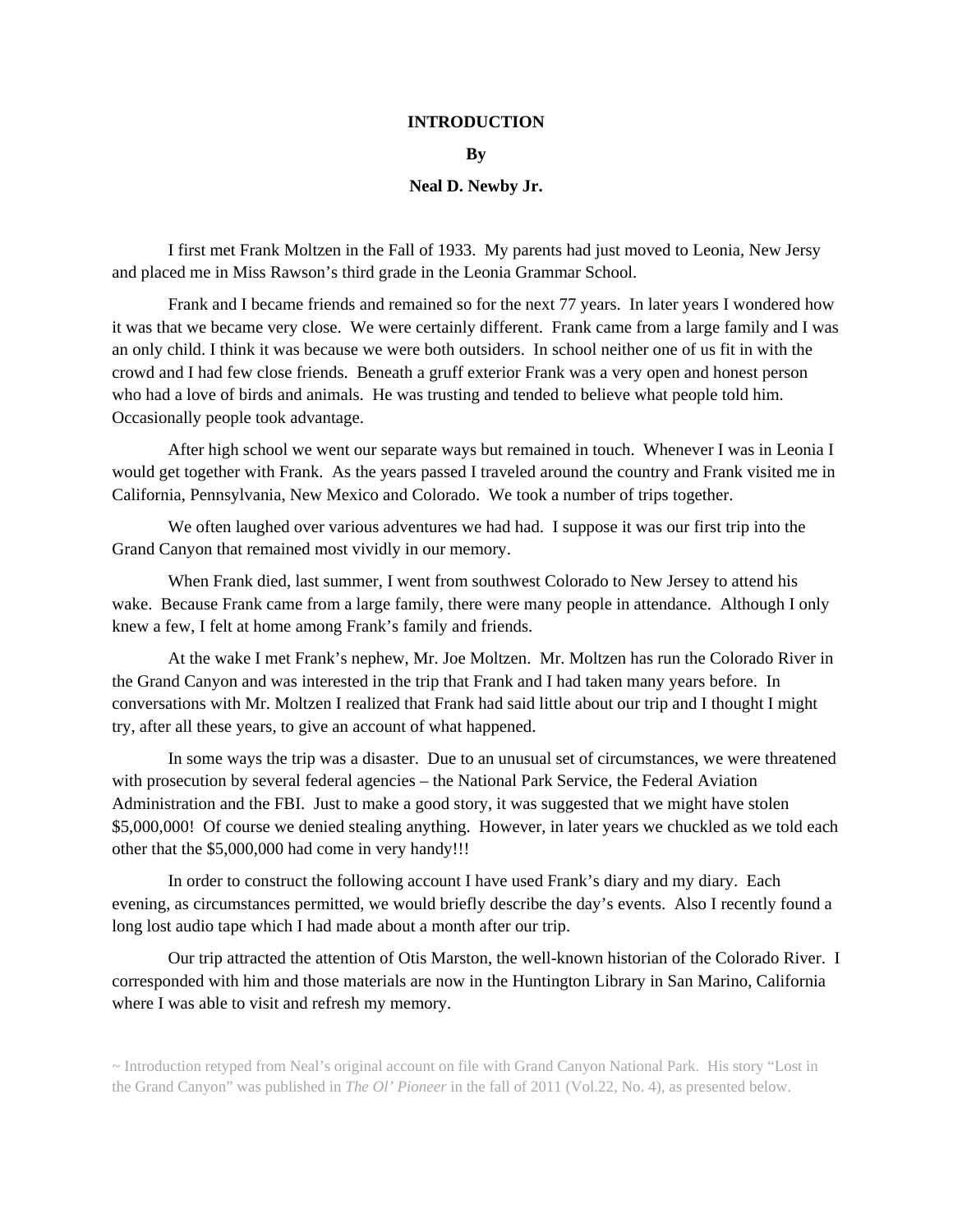**INTRODUCTION**

**By**

**Neal D. Newby Jr.**

I first met Frank Moltzen in the Fall of 1933. My parents had just moved to Leonia, New Jersy and placed me in Miss Rawson's third grade in the Leonia Grammar School.

Frank and I became friends and remained so for the next 77 years. In later years I wondered how it was that we became very close. We were certainly different. Frank came from a large family and I was an only child. I think it was because we were both outsiders. In school neither one of us fit in with the crowd and I had few close friends. Beneath a gruff exterior Frank was a very open and honest person who had a love of birds and animals. He was trusting and tended to believe what people told him. Occasionally people took advantage.

After high school we went our separate ways but remained in touch. Whenever I was in Leonia I would get together with Frank. As the years passed I traveled around the country and Frank visited me in California, Pennsylvania, New Mexico and Colorado. We took a number of trips together.

We often laughed over various adventures we had had. I suppose it was our first trip into the Grand Canyon that remained most vividly in our memory.

When Frank died, last summer, I went from southwest Colorado to New Jersey to attend his wake. Because Frank came from a large family, there were many people in attendance. Although I only knew a few, I felt at home among Frank's family and friends.

At the wake I met Frank's nephew, Mr. Joe Moltzen. Mr. Moltzen has run the Colorado River in the Grand Canyon and was interested in the trip that Frank and I had taken many years before. In conversations with Mr. Moltzen I realized that Frank had said little about our trip and I thought I might try, after all these years, to give an account of what happened.

In some ways the trip was a disaster. Due to an unusual set of circumstances, we were threatened with prosecution by several federal agencies – the National Park Service, the Federal Aviation Administration and the FBI. Just to make a good story, it was suggested that we might have stolen $5,000,000! Of course we denied stealing anything. However, in later years we chuckled as we told each other that the $5,000,000 had come in very handy!!!

In order to construct the following account I have used Frank's diary and my diary. Each evening, as circumstances permitted, we would briefly describe the day's events. Also I recently found a long lost audio tape which I had made about a month after our trip.

Our trip attracted the attention of Otis Marston, the well-known historian of the Colorado River. I corresponded with him and those materials are now in the Huntington Library in San Marino, California where I was able to visit and refresh my memory.

~ Introduction retyped from Neal's original account on file with Grand Canyon National Park. His story "Lost in the Grand Canyon" was published in *The Ol' Pioneer* in the fall of 2011 (Vol.22, No. 4), as presented below.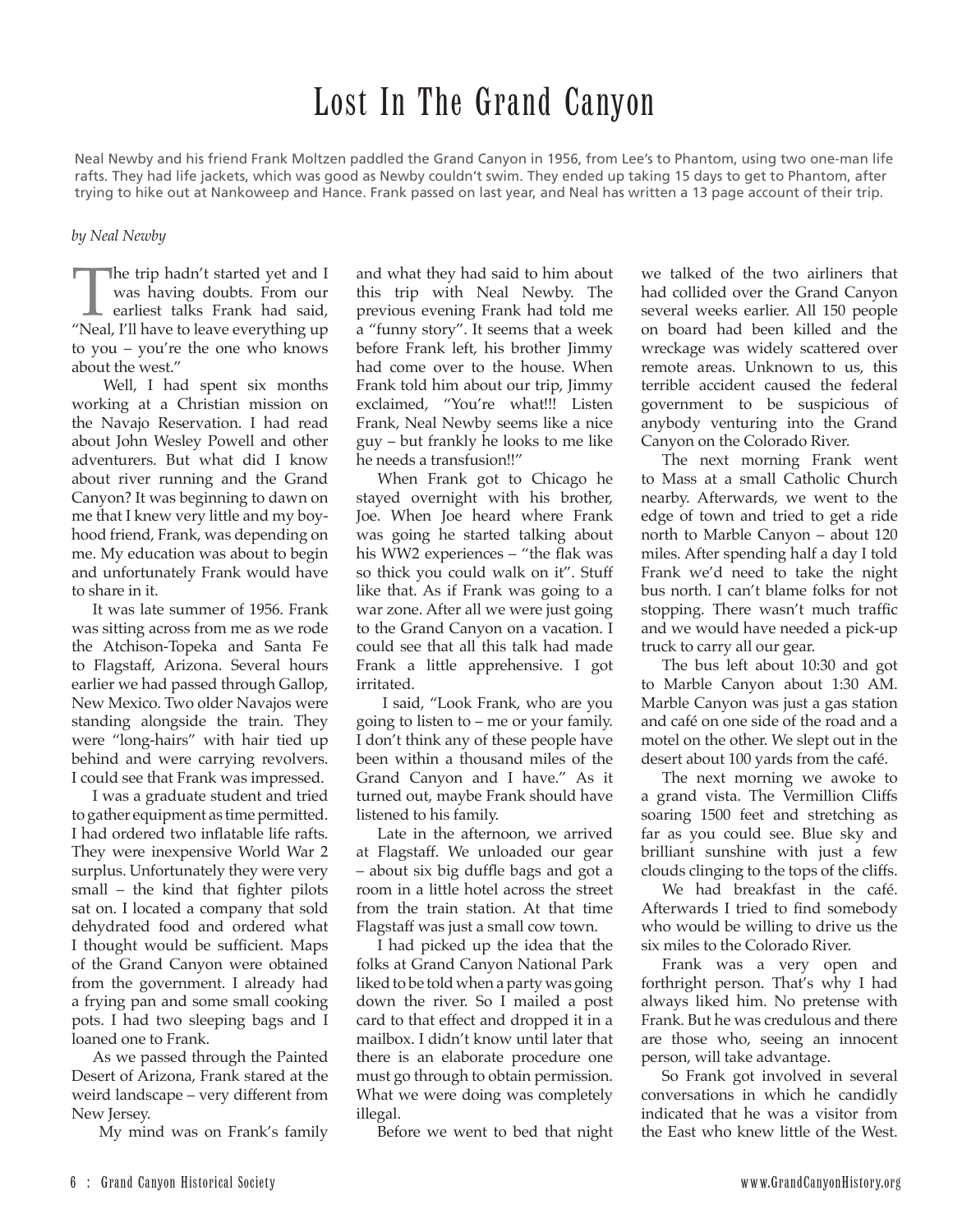# Lost In The Grand Canyon

Neal Newby and his friend Frank Moltzen paddled the Grand Canyon in 1956, from Lee's to Phantom, using two one-man life rafts. They had life jackets, which was good as Newby couldn't swim. They ended up taking 15 days to get to Phantom, after trying to hike out at Nankoweep and Hance. Frank passed on last year, and Neal has written a 13 page account of their trip.

*by Neal Newby*

The trip hadn't started yet and I was having doubts. From our earliest talks Frank had said, "Neal, I'll have to leave everything up to you – you're the one who knows about the west."

Well, I had spent six months working at a Christian mission on the Navajo Reservation. I had read about John Wesley Powell and other adventurers. But what did I know about river running and the Grand Canyon? It was beginning to dawn on me that I knew very little and my boyhood friend, Frank, was depending on me. My education was about to begin and unfortunately Frank would have to share in it.

It was late summer of 1956. Frank was sitting across from me as we rode the Atchison-Topeka and Santa Fe to Flagstaff, Arizona. Several hours earlier we had passed through Gallop, New Mexico. Two older Navajos were standing alongside the train. They were "long-hairs" with hair tied up behind and were carrying revolvers. I could see that Frank was impressed.

I was a graduate student and tried to gather equipment as time permitted. I had ordered two inflatable life rafts. They were inexpensive World War 2 surplus. Unfortunately they were very small – the kind that fighter pilots sat on. I located a company that sold dehydrated food and ordered what I thought would be sufficient. Maps of the Grand Canyon were obtained from the government. I already had a frying pan and some small cooking pots. I had two sleeping bags and I loaned one to Frank.

As we passed through the Painted Desert of Arizona, Frank stared at the weird landscape – very different from New Jersey.

My mind was on Frank's family and what they had said to him about this trip with Neal Newby. The previous evening Frank had told me a "funny story". It seems that a week before Frank left, his brother Jimmy had come over to the house. When Frank told him about our trip, Jimmy exclaimed, "You're what!!! Listen Frank, Neal Newby seems like a nice guy – but frankly he looks to me like he needs a transfusion!!"

When Frank got to Chicago he stayed overnight with his brother, Joe. When Joe heard where Frank was going he started talking about his WW2 experiences – "the flak was so thick you could walk on it". Stuff like that. As if Frank was going to a war zone. After all we were just going to the Grand Canyon on a vacation. I could see that all this talk had made Frank a little apprehensive. I got irritated.

I said, "Look Frank, who are you going to listen to – me or your family. I don't think any of these people have been within a thousand miles of the Grand Canyon and I have." As it turned out, maybe Frank should have listened to his family.

Late in the afternoon, we arrived at Flagstaff. We unloaded our gear – about six big duffle bags and got a room in a little hotel across the street from the train station. At that time Flagstaff was just a small cow town.

I had picked up the idea that the folks at Grand Canyon National Park liked to be told when a party was going down the river. So I mailed a post card to that effect and dropped it in a mailbox. I didn't know until later that there is an elaborate procedure one must go through to obtain permission. What we were doing was completely illegal.

Before we went to bed that night we talked of the two airliners that had collided over the Grand Canyon several weeks earlier. All 150 people on board had been killed and the wreckage was widely scattered over remote areas. Unknown to us, this terrible accident caused the federal government to be suspicious of anybody venturing into the Grand Canyon on the Colorado River.

The next morning Frank went to Mass at a small Catholic Church nearby. Afterwards, we went to the edge of town and tried to get a ride north to Marble Canyon – about 120 miles. After spending half a day I told Frank we'd need to take the night bus north. I can't blame folks for not stopping. There wasn't much traffic and we would have needed a pick-up truck to carry all our gear.

The bus left about 10:30 and got to Marble Canyon about 1:30 AM. Marble Canyon was just a gas station and café on one side of the road and a motel on the other. We slept out in the desert about 100 yards from the café.

The next morning we awoke to a grand vista. The Vermillion Cliffs soaring 1500 feet and stretching as far as you could see. Blue sky and brilliant sunshine with just a few clouds clinging to the tops of the cliffs.

We had breakfast in the café. Afterwards I tried to find somebody who would be willing to drive us the six miles to the Colorado River.

Frank was a very open and forthright person. That's why I had always liked him. No pretense with Frank. But he was credulous and there are those who, seeing an innocent person, will take advantage.

So Frank got involved in several conversations in which he candidly indicated that he was a visitor from the East who knew little of the West.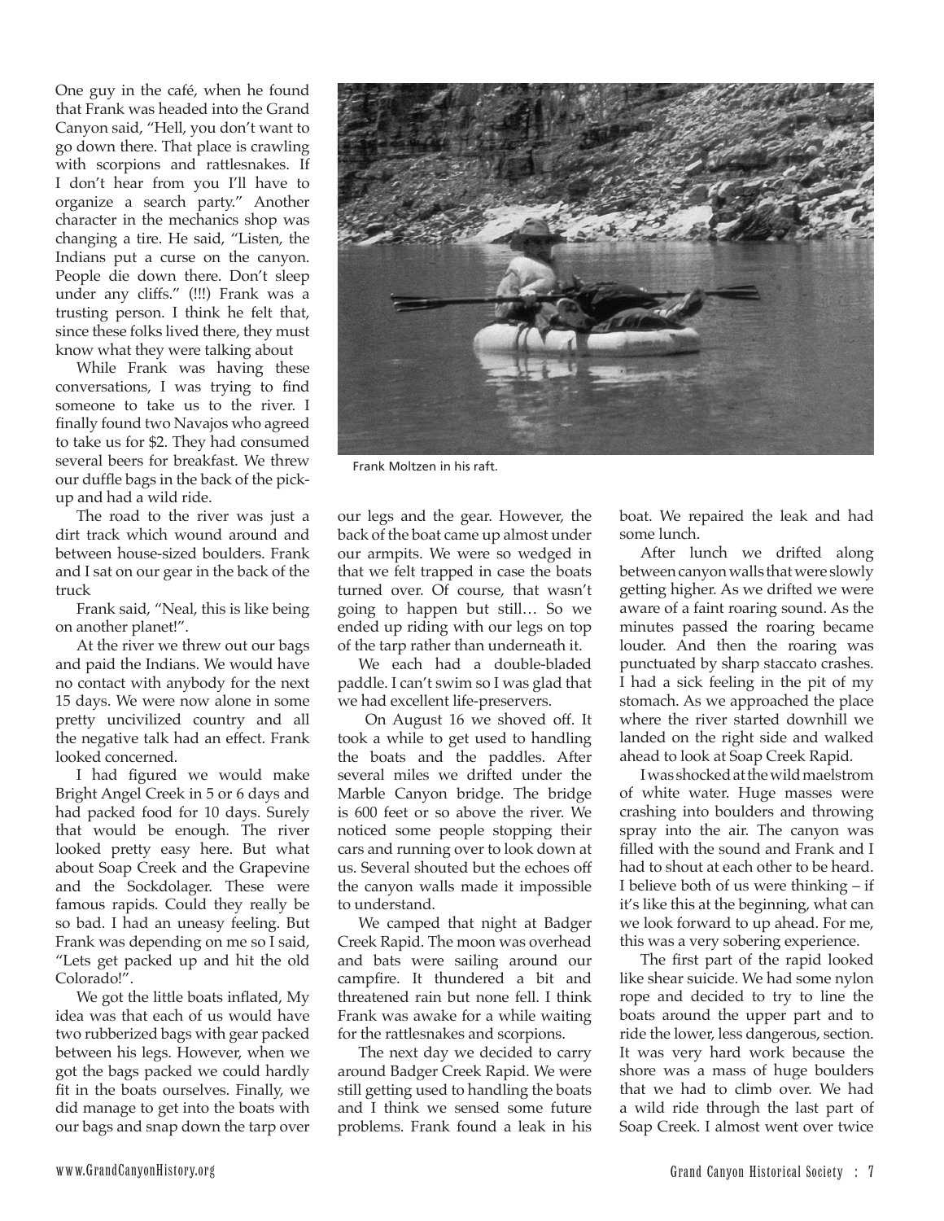One guy in the café, when he found that Frank was headed into the Grand Canyon said, "Hell, you don't want to go down there. That place is crawling with scorpions and rattlesnakes. If I don't hear from you I'll have to organize a search party." Another character in the mechanics shop was changing a tire. He said, "Listen, the Indians put a curse on the canyon. People die down there. Don't sleep under any cliffs." (!!!) Frank was a trusting person. I think he felt that, since these folks lived there, they must know what they were talking about

While Frank was having these conversations, I was trying to find someone to take us to the river. I finally found two Navajos who agreed to take us for $2. They had consumed several beers for breakfast. We threw our duffle bags in the back of the pick-up and had a wild ride.

The road to the river was just a dirt track which wound around and between house-sized boulders. Frank and I sat on our gear in the back of the truck

Frank said, "Neal, this is like being on another planet!".

At the river we threw out our bags and paid the Indians. We would have no contact with anybody for the next 15 days. We were now alone in some pretty uncivilized country and all the negative talk had an effect. Frank looked concerned.

I had figured we would make Bright Angel Creek in 5 or 6 days and had packed food for 10 days. Surely that would be enough. The river looked pretty easy here. But what about Soap Creek and the Grapevine and the Sockdolager. These were famous rapids. Could they really be so bad. I had an uneasy feeling. But Frank was depending on me so I said, "Lets get packed up and hit the old Colorado!".

We got the little boats inflated, My idea was that each of us would have two rubberized bags with gear packed between his legs. However, when we got the bags packed we could hardly fit in the boats ourselves. Finally, we did manage to get into the boats with our bags and snap down the tarp over our legs and the gear. However, the back of the boat came up almost under our armpits. We were so wedged in that we felt trapped in case the boats turned over. Of course, that wasn't going to happen but still… So we ended up riding with our legs on top of the tarp rather than underneath it.

Frank Moltzen in his raft.

We each had a double-bladed paddle. I can't swim so I was glad that we had excellent life-preservers.

On August 16 we shoved off. It took a while to get used to handling the boats and the paddles. After several miles we drifted under the Marble Canyon bridge. The bridge is 600 feet or so above the river. We noticed some people stopping their cars and running over to look down at us. Several shouted but the echoes off the canyon walls made it impossible to understand.

We camped that night at Badger Creek Rapid. The moon was overhead and bats were sailing around our campfire. It thundered a bit and threatened rain but none fell. I think Frank was awake for a while waiting for the rattlesnakes and scorpions.

The next day we decided to carry around Badger Creek Rapid. We were still getting used to handling the boats and I think we sensed some future problems. Frank found a leak in his boat. We repaired the leak and had some lunch.

After lunch we drifted along between canyon walls that were slowly getting higher. As we drifted we were aware of a faint roaring sound. As the minutes passed the roaring became louder. And then the roaring was punctuated by sharp staccato crashes. I had a sick feeling in the pit of my stomach. As we approached the place where the river started downhill we landed on the right side and walked ahead to look at Soap Creek Rapid.

I was shocked at the wild maelstrom of white water. Huge masses were crashing into boulders and throwing spray into the air. The canyon was filled with the sound and Frank and I had to shout at each other to be heard. I believe both of us were thinking – if it's like this at the beginning, what can we look forward to up ahead. For me, this was a very sobering experience.

The first part of the rapid looked like shear suicide. We had some nylon rope and decided to try to line the boats around the upper part and to ride the lower, less dangerous, section. It was very hard work because the shore was a mass of huge boulders that we had to climb over. We had a wild ride through the last part of Soap Creek. I almost went over twice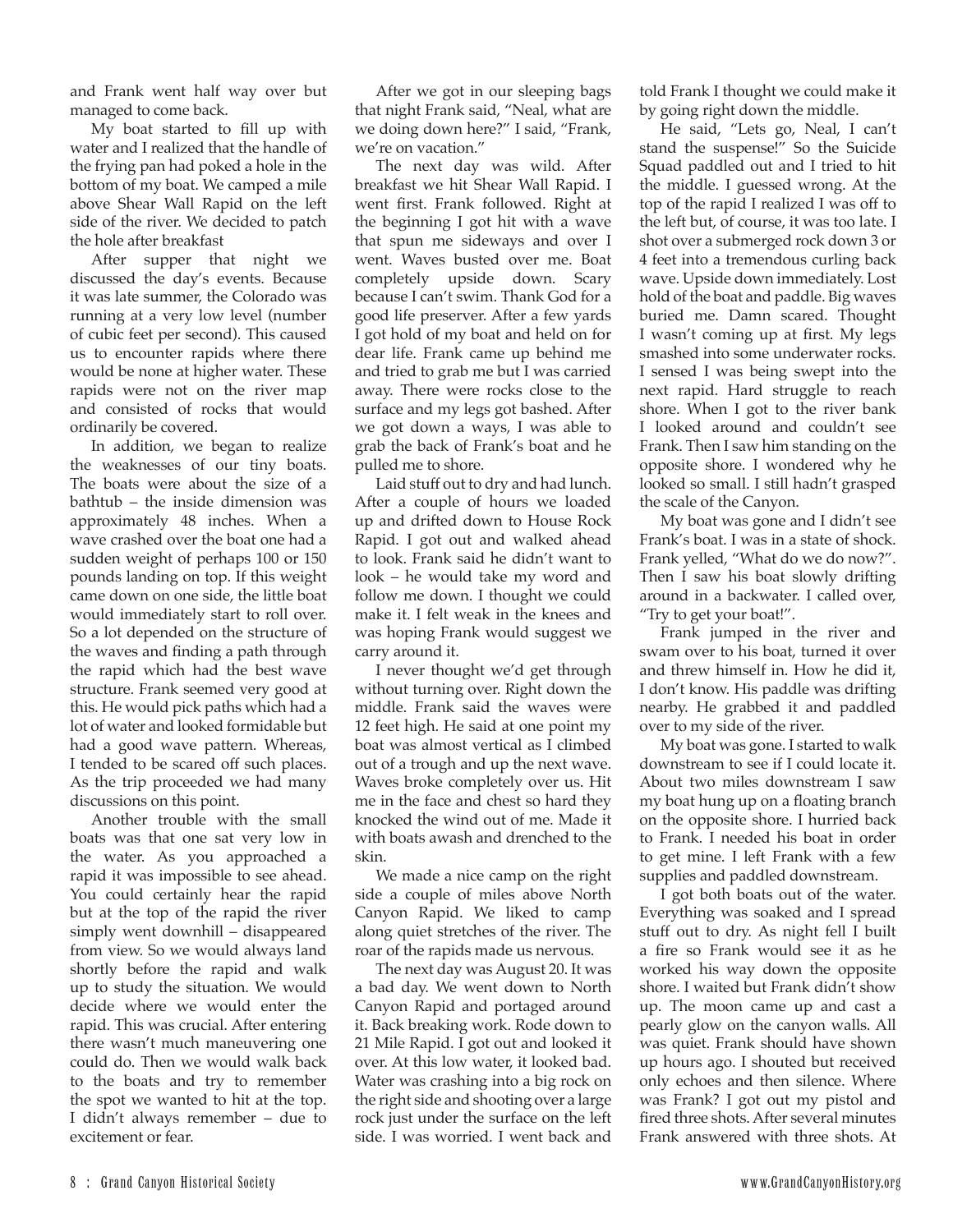and Frank went half way over but managed to come back.

My boat started to fill up with water and I realized that the handle of the frying pan had poked a hole in the bottom of my boat. We camped a mile above Shear Wall Rapid on the left side of the river. We decided to patch the hole after breakfast

After supper that night we discussed the day's events. Because it was late summer, the Colorado was running at a very low level (number of cubic feet per second). This caused us to encounter rapids where there would be none at higher water. These rapids were not on the river map and consisted of rocks that would ordinarily be covered.

In addition, we began to realize the weaknesses of our tiny boats. The boats were about the size of a bathtub – the inside dimension was approximately 48 inches. When a wave crashed over the boat one had a sudden weight of perhaps 100 or 150 pounds landing on top. If this weight came down on one side, the little boat would immediately start to roll over. So a lot depended on the structure of the waves and finding a path through the rapid which had the best wave structure. Frank seemed very good at this. He would pick paths which had a lot of water and looked formidable but had a good wave pattern. Whereas, I tended to be scared off such places. As the trip proceeded we had many discussions on this point.

Another trouble with the small boats was that one sat very low in the water. As you approached a rapid it was impossible to see ahead. You could certainly hear the rapid but at the top of the rapid the river simply went downhill – disappeared from view. So we would always land shortly before the rapid and walk up to study the situation. We would decide where we would enter the rapid. This was crucial. After entering there wasn't much maneuvering one could do. Then we would walk back to the boats and try to remember the spot we wanted to hit at the top. I didn't always remember – due to excitement or fear.

After we got in our sleeping bags that night Frank said, "Neal, what are we doing down here?" I said, "Frank, we're on vacation."

The next day was wild. After breakfast we hit Shear Wall Rapid. I went first. Frank followed. Right at the beginning I got hit with a wave that spun me sideways and over I went. Waves busted over me. Boat completely upside down. Scary because I can't swim. Thank God for a good life preserver. After a few yards I got hold of my boat and held on for dear life. Frank came up behind me and tried to grab me but I was carried away. There were rocks close to the surface and my legs got bashed. After we got down a ways, I was able to grab the back of Frank's boat and he pulled me to shore.

Laid stuff out to dry and had lunch. After a couple of hours we loaded up and drifted down to House Rock Rapid. I got out and walked ahead to look. Frank said he didn't want to look – he would take my word and follow me down. I thought we could make it. I felt weak in the knees and was hoping Frank would suggest we carry around it.

I never thought we'd get through without turning over. Right down the middle. Frank said the waves were 12 feet high. He said at one point my boat was almost vertical as I climbed out of a trough and up the next wave. Waves broke completely over us. Hit me in the face and chest so hard they knocked the wind out of me. Made it with boats awash and drenched to the skin.

We made a nice camp on the right side a couple of miles above North Canyon Rapid. We liked to camp along quiet stretches of the river. The roar of the rapids made us nervous.

The next day was August 20. It was a bad day. We went down to North Canyon Rapid and portaged around it. Back breaking work. Rode down to 21 Mile Rapid. I got out and looked it over. At this low water, it looked bad. Water was crashing into a big rock on the right side and shooting over a large rock just under the surface on the left side. I was worried. I went back and told Frank I thought we could make it by going right down the middle.

He said, "Lets go, Neal, I can't stand the suspense!" So the Suicide Squad paddled out and I tried to hit the middle. I guessed wrong. At the top of the rapid I realized I was off to the left but, of course, it was too late. I shot over a submerged rock down 3 or 4 feet into a tremendous curling back wave. Upside down immediately. Lost hold of the boat and paddle. Big waves buried me. Damn scared. Thought I wasn't coming up at first. My legs smashed into some underwater rocks. I sensed I was being swept into the next rapid. Hard struggle to reach shore. When I got to the river bank I looked around and couldn't see Frank. Then I saw him standing on the opposite shore. I wondered why he looked so small. I still hadn't grasped the scale of the Canyon.

My boat was gone and I didn't see Frank's boat. I was in a state of shock. Frank yelled, "What do we do now?". Then I saw his boat slowly drifting around in a backwater. I called over, "Try to get your boat!".

Frank jumped in the river and swam over to his boat, turned it over and threw himself in. How he did it, I don't know. His paddle was drifting nearby. He grabbed it and paddled over to my side of the river.

My boat was gone. I started to walk downstream to see if I could locate it. About two miles downstream I saw my boat hung up on a floating branch on the opposite shore. I hurried back to Frank. I needed his boat in order to get mine. I left Frank with a few supplies and paddled downstream.

I got both boats out of the water. Everything was soaked and I spread stuff out to dry. As night fell I built a fire so Frank would see it as he worked his way down the opposite shore. I waited but Frank didn't show up. The moon came up and cast a pearly glow on the canyon walls. All was quiet. Frank should have shown up hours ago. I shouted but received only echoes and then silence. Where was Frank? I got out my pistol and fired three shots. After several minutes Frank answered with three shots. At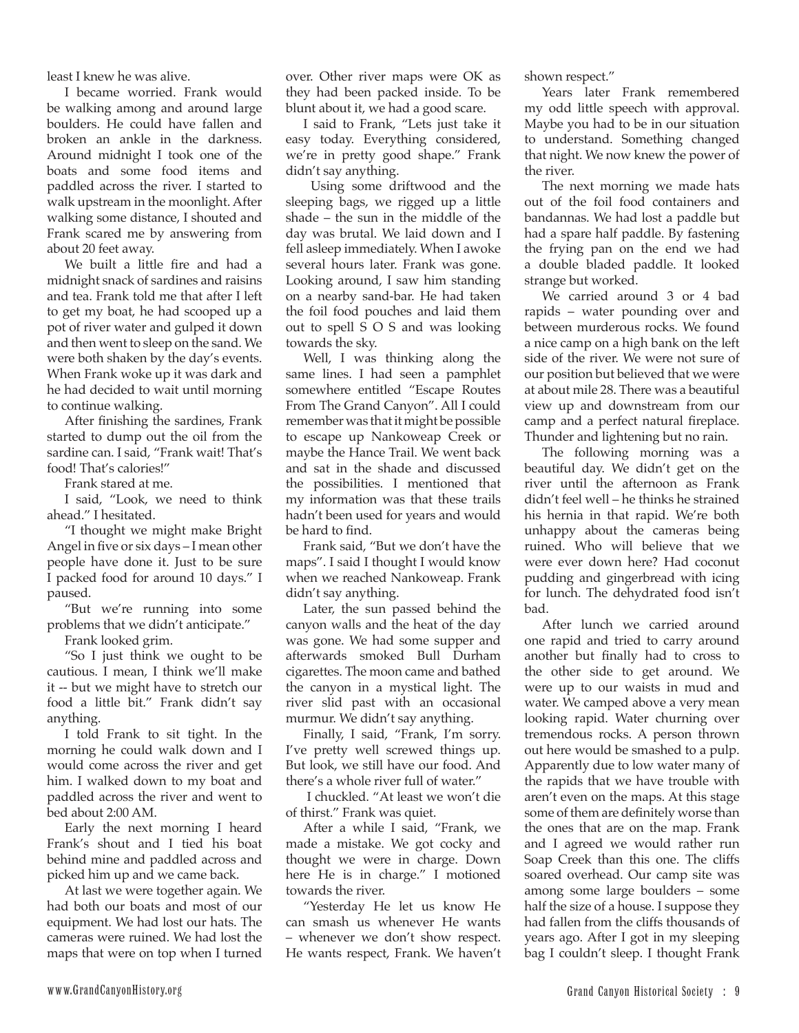least I knew he was alive.

I became worried. Frank would be walking among and around large boulders. He could have fallen and broken an ankle in the darkness. Around midnight I took one of the boats and some food items and paddled across the river. I started to walk upstream in the moonlight. After walking some distance, I shouted and Frank scared me by answering from about 20 feet away.

We built a little fire and had a midnight snack of sardines and raisins and tea. Frank told me that after I left to get my boat, he had scooped up a pot of river water and gulped it down and then went to sleep on the sand. We were both shaken by the day's events. When Frank woke up it was dark and he had decided to wait until morning to continue walking.

After finishing the sardines, Frank started to dump out the oil from the sardine can. I said, "Frank wait! That's food! That's calories!"

Frank stared at me.

I said, "Look, we need to think ahead." I hesitated.

"I thought we might make Bright Angel in five or six days – I mean other people have done it. Just to be sure I packed food for around 10 days." I paused.

"But we're running into some problems that we didn't anticipate."

Frank looked grim.

"So I just think we ought to be cautious. I mean, I think we'll make it -- but we might have to stretch our food a little bit." Frank didn't say anything.

I told Frank to sit tight. In the morning he could walk down and I would come across the river and get him. I walked down to my boat and paddled across the river and went to bed about 2:00 AM.

Early the next morning I heard Frank's shout and I tied his boat behind mine and paddled across and picked him up and we came back.

At last we were together again. We had both our boats and most of our equipment. We had lost our hats. The cameras were ruined. We had lost the maps that were on top when I turned over. Other river maps were OK as they had been packed inside. To be blunt about it, we had a good scare.

I said to Frank, "Lets just take it easy today. Everything considered, we're in pretty good shape." Frank didn't say anything.

Using some driftwood and the sleeping bags, we rigged up a little shade – the sun in the middle of the day was brutal. We laid down and I fell asleep immediately. When I awoke several hours later. Frank was gone. Looking around, I saw him standing on a nearby sand-bar. He had taken the foil food pouches and laid them out to spell S O S and was looking towards the sky.

Well, I was thinking along the same lines. I had seen a pamphlet somewhere entitled "Escape Routes From The Grand Canyon". All I could remember was that it might be possible to escape up Nankoweap Creek or maybe the Hance Trail. We went back and sat in the shade and discussed the possibilities. I mentioned that my information was that these trails hadn't been used for years and would be hard to find.

Frank said, "But we don't have the maps". I said I thought I would know when we reached Nankoweap. Frank didn't say anything.

Later, the sun passed behind the canyon walls and the heat of the day was gone. We had some supper and afterwards smoked Bull Durham cigarettes. The moon came and bathed the canyon in a mystical light. The river slid past with an occasional murmur. We didn't say anything.

Finally, I said, "Frank, I'm sorry. I've pretty well screwed things up. But look, we still have our food. And there's a whole river full of water."

I chuckled. "At least we won't die of thirst." Frank was quiet.

After a while I said, "Frank, we made a mistake. We got cocky and thought we were in charge. Down here He is in charge." I motioned towards the river.

"Yesterday He let us know He can smash us whenever He wants – whenever we don't show respect. He wants respect, Frank. We haven't shown respect."

Years later Frank remembered my odd little speech with approval. Maybe you had to be in our situation to understand. Something changed that night. We now knew the power of the river.

The next morning we made hats out of the foil food containers and bandannas. We had lost a paddle but had a spare half paddle. By fastening the frying pan on the end we had a double bladed paddle. It looked strange but worked.

We carried around 3 or 4 bad rapids – water pounding over and between murderous rocks. We found a nice camp on a high bank on the left side of the river. We were not sure of our position but believed that we were at about mile 28. There was a beautiful view up and downstream from our camp and a perfect natural fireplace. Thunder and lightening but no rain.

The following morning was a beautiful day. We didn't get on the river until the afternoon as Frank didn't feel well – he thinks he strained his hernia in that rapid. We're both unhappy about the cameras being ruined. Who will believe that we were ever down here? Had coconut pudding and gingerbread with icing for lunch. The dehydrated food isn't bad.

After lunch we carried around one rapid and tried to carry around another but finally had to cross to the other side to get around. We were up to our waists in mud and water. We camped above a very mean looking rapid. Water churning over tremendous rocks. A person thrown out here would be smashed to a pulp. Apparently due to low water many of the rapids that we have trouble with aren't even on the maps. At this stage some of them are definitely worse than the ones that are on the map. Frank and I agreed we would rather run Soap Creek than this one. The cliffs soared overhead. Our camp site was among some large boulders – some half the size of a house. I suppose they had fallen from the cliffs thousands of years ago. After I got in my sleeping bag I couldn't sleep. I thought Frank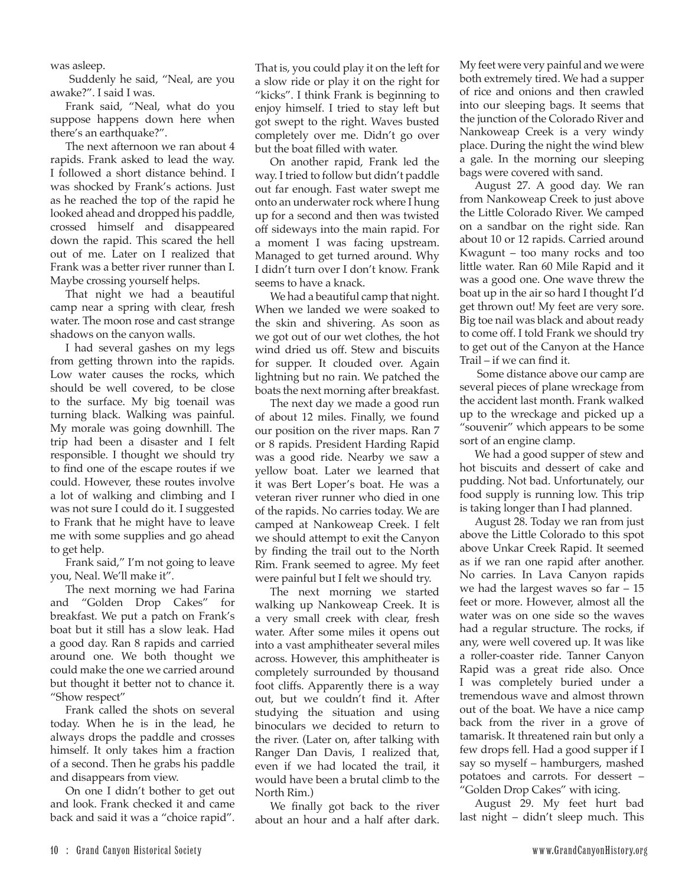was asleep.

Suddenly he said, "Neal, are you awake?". I said I was.

Frank said, "Neal, what do you suppose happens down here when there's an earthquake?".

The next afternoon we ran about 4 rapids. Frank asked to lead the way. I followed a short distance behind. I was shocked by Frank's actions. Just as he reached the top of the rapid he looked ahead and dropped his paddle, crossed himself and disappeared down the rapid. This scared the hell out of me. Later on I realized that Frank was a better river runner than I. Maybe crossing yourself helps.

That night we had a beautiful camp near a spring with clear, fresh water. The moon rose and cast strange shadows on the canyon walls.

I had several gashes on my legs from getting thrown into the rapids. Low water causes the rocks, which should be well covered, to be close to the surface. My big toenail was turning black. Walking was painful. My morale was going downhill. The trip had been a disaster and I felt responsible. I thought we should try to find one of the escape routes if we could. However, these routes involve a lot of walking and climbing and I was not sure I could do it. I suggested to Frank that he might have to leave me with some supplies and go ahead to get help.

Frank said," I'm not going to leave you, Neal. We'll make it".

The next morning we had Farina and "Golden Drop Cakes" for breakfast. We put a patch on Frank's boat but it still has a slow leak. Had a good day. Ran 8 rapids and carried around one. We both thought we could make the one we carried around but thought it better not to chance it. "Show respect"

Frank called the shots on several today. When he is in the lead, he always drops the paddle and crosses himself. It only takes him a fraction of a second. Then he grabs his paddle and disappears from view.

On one I didn't bother to get out and look. Frank checked it and came back and said it was a "choice rapid". That is, you could play it on the left for a slow ride or play it on the right for "kicks". I think Frank is beginning to enjoy himself. I tried to stay left but got swept to the right. Waves busted completely over me. Didn't go over but the boat filled with water.

On another rapid, Frank led the way. I tried to follow but didn't paddle out far enough. Fast water swept me onto an underwater rock where I hung up for a second and then was twisted off sideways into the main rapid. For a moment I was facing upstream. Managed to get turned around. Why I didn't turn over I don't know. Frank seems to have a knack.

We had a beautiful camp that night. When we landed we were soaked to the skin and shivering. As soon as we got out of our wet clothes, the hot wind dried us off. Stew and biscuits for supper. It clouded over. Again lightning but no rain. We patched the boats the next morning after breakfast.

The next day we made a good run of about 12 miles. Finally, we found our position on the river maps. Ran 7 or 8 rapids. President Harding Rapid was a good ride. Nearby we saw a yellow boat. Later we learned that it was Bert Loper's boat. He was a veteran river runner who died in one of the rapids. No carries today. We are camped at Nankoweap Creek. I felt we should attempt to exit the Canyon by finding the trail out to the North Rim. Frank seemed to agree. My feet were painful but I felt we should try.

The next morning we started walking up Nankoweap Creek. It is a very small creek with clear, fresh water. After some miles it opens out into a vast amphitheater several miles across. However, this amphitheater is completely surrounded by thousand foot cliffs. Apparently there is a way out, but we couldn't find it. After studying the situation and using binoculars we decided to return to the river. (Later on, after talking with Ranger Dan Davis, I realized that, even if we had located the trail, it would have been a brutal climb to the North Rim.)

We finally got back to the river about an hour and a half after dark. My feet were very painful and we were both extremely tired. We had a supper of rice and onions and then crawled into our sleeping bags. It seems that the junction of the Colorado River and Nankoweap Creek is a very windy place. During the night the wind blew a gale. In the morning our sleeping bags were covered with sand.

August 27. A good day. We ran from Nankoweap Creek to just above the Little Colorado River. We camped on a sandbar on the right side. Ran about 10 or 12 rapids. Carried around Kwagunt – too many rocks and too little water. Ran 60 Mile Rapid and it was a good one. One wave threw the boat up in the air so hard I thought I'd get thrown out! My feet are very sore. Big toe nail was black and about ready to come off. I told Frank we should try to get out of the Canyon at the Hance Trail – if we can find it.

Some distance above our camp are several pieces of plane wreckage from the accident last month. Frank walked up to the wreckage and picked up a "souvenir" which appears to be some sort of an engine clamp.

We had a good supper of stew and hot biscuits and dessert of cake and pudding. Not bad. Unfortunately, our food supply is running low. This trip is taking longer than I had planned.

August 28. Today we ran from just above the Little Colorado to this spot above Unkar Creek Rapid. It seemed as if we ran one rapid after another. No carries. In Lava Canyon rapids we had the largest waves so far – 15 feet or more. However, almost all the water was on one side so the waves had a regular structure. The rocks, if any, were well covered up. It was like a roller-coaster ride. Tanner Canyon Rapid was a great ride also. Once I was completely buried under a tremendous wave and almost thrown out of the boat. We have a nice camp back from the river in a grove of tamarisk. It threatened rain but only a few drops fell. Had a good supper if I say so myself – hamburgers, mashed potatoes and carrots. For dessert – "Golden Drop Cakes" with icing.

August 29. My feet hurt bad last night – didn't sleep much. This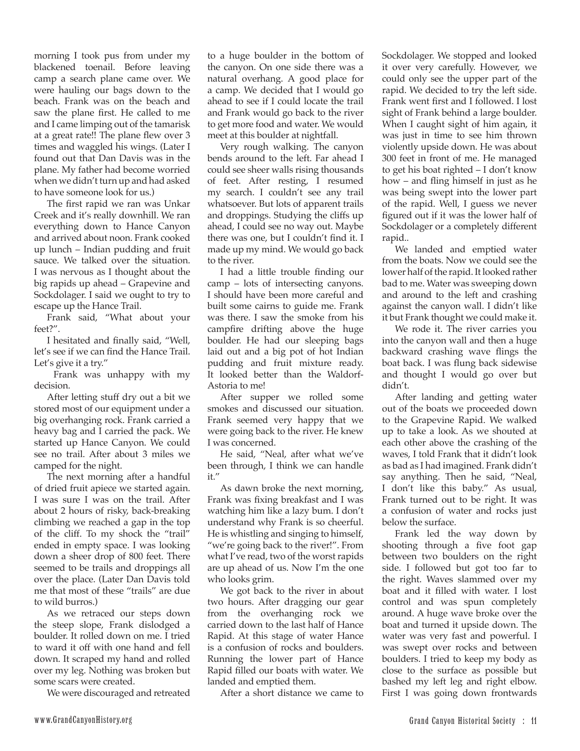morning I took pus from under my blackened toenail. Before leaving camp a search plane came over. We were hauling our bags down to the beach. Frank was on the beach and saw the plane first. He called to me and I came limping out of the tamarisk at a great rate!! The plane flew over 3 times and waggled his wings. (Later I found out that Dan Davis was in the plane. My father had become worried when we didn't turn up and had asked to have someone look for us.)

The first rapid we ran was Unkar Creek and it's really downhill. We ran everything down to Hance Canyon and arrived about noon. Frank cooked up lunch – Indian pudding and fruit sauce. We talked over the situation. I was nervous as I thought about the big rapids up ahead – Grapevine and Sockdolager. I said we ought to try to escape up the Hance Trail.

Frank said, "What about your feet?".

I hesitated and finally said, "Well, let's see if we can find the Hance Trail. Let's give it a try."

Frank was unhappy with my decision.

After letting stuff dry out a bit we stored most of our equipment under a big overhanging rock. Frank carried a heavy bag and I carried the pack. We started up Hance Canyon. We could see no trail. After about 3 miles we camped for the night.

The next morning after a handful of dried fruit apiece we started again. I was sure I was on the trail. After about 2 hours of risky, back-breaking climbing we reached a gap in the top of the cliff. To my shock the "trail" ended in empty space. I was looking down a sheer drop of 800 feet. There seemed to be trails and droppings all over the place. (Later Dan Davis told me that most of these "trails" are due to wild burros.)

As we retraced our steps down the steep slope, Frank dislodged a boulder. It rolled down on me. I tried to ward it off with one hand and fell down. It scraped my hand and rolled over my leg. Nothing was broken but some scars were created.

We were discouraged and retreated to a huge boulder in the bottom of the canyon. On one side there was a natural overhang. A good place for a camp. We decided that I would go ahead to see if I could locate the trail and Frank would go back to the river to get more food and water. We would meet at this boulder at nightfall.

Very rough walking. The canyon bends around to the left. Far ahead I could see sheer walls rising thousands of feet. After resting, I resumed my search. I couldn't see any trail whatsoever. But lots of apparent trails and droppings. Studying the cliffs up ahead, I could see no way out. Maybe there was one, but I couldn't find it. I made up my mind. We would go back to the river.

I had a little trouble finding our camp – lots of intersecting canyons. I should have been more careful and built some cairns to guide me. Frank was there. I saw the smoke from his campfire drifting above the huge boulder. He had our sleeping bags laid out and a big pot of hot Indian pudding and fruit mixture ready. It looked better than the Waldorf-Astoria to me!

After supper we rolled some smokes and discussed our situation. Frank seemed very happy that we were going back to the river. He knew I was concerned.

He said, "Neal, after what we've been through, I think we can handle it."

As dawn broke the next morning, Frank was fixing breakfast and I was watching him like a lazy bum. I don't understand why Frank is so cheerful. He is whistling and singing to himself, "we're going back to the river!". From what I've read, two of the worst rapids are up ahead of us. Now I'm the one who looks grim.

We got back to the river in about two hours. After dragging our gear from the overhanging rock we carried down to the last half of Hance Rapid. At this stage of water Hance is a confusion of rocks and boulders. Running the lower part of Hance Rapid filled our boats with water. We landed and emptied them.

After a short distance we came to Sockdolager. We stopped and looked it over very carefully. However, we could only see the upper part of the rapid. We decided to try the left side. Frank went first and I followed. I lost sight of Frank behind a large boulder. When I caught sight of him again, it was just in time to see him thrown violently upside down. He was about 300 feet in front of me. He managed to get his boat righted – I don't know how – and fling himself in just as he was being swept into the lower part of the rapid. Well, I guess we never figured out if it was the lower half of Sockdolager or a completely different rapid..

We landed and emptied water from the boats. Now we could see the lower half of the rapid. It looked rather bad to me. Water was sweeping down and around to the left and crashing against the canyon wall. I didn't like it but Frank thought we could make it.

We rode it. The river carries you into the canyon wall and then a huge backward crashing wave flings the boat back. I was flung back sidewise and thought I would go over but didn't.

After landing and getting water out of the boats we proceeded down to the Grapevine Rapid. We walked up to take a look. As we shouted at each other above the crashing of the waves, I told Frank that it didn't look as bad as I had imagined. Frank didn't say anything. Then he said, "Neal, I don't like this baby." As usual, Frank turned out to be right. It was a confusion of water and rocks just below the surface.

Frank led the way down by shooting through a five foot gap between two boulders on the right side. I followed but got too far to the right. Waves slammed over my boat and it filled with water. I lost control and was spun completely around. A huge wave broke over the boat and turned it upside down. The water was very fast and powerful. I was swept over rocks and between boulders. I tried to keep my body as close to the surface as possible but bashed my left leg and right elbow. First I was going down frontwards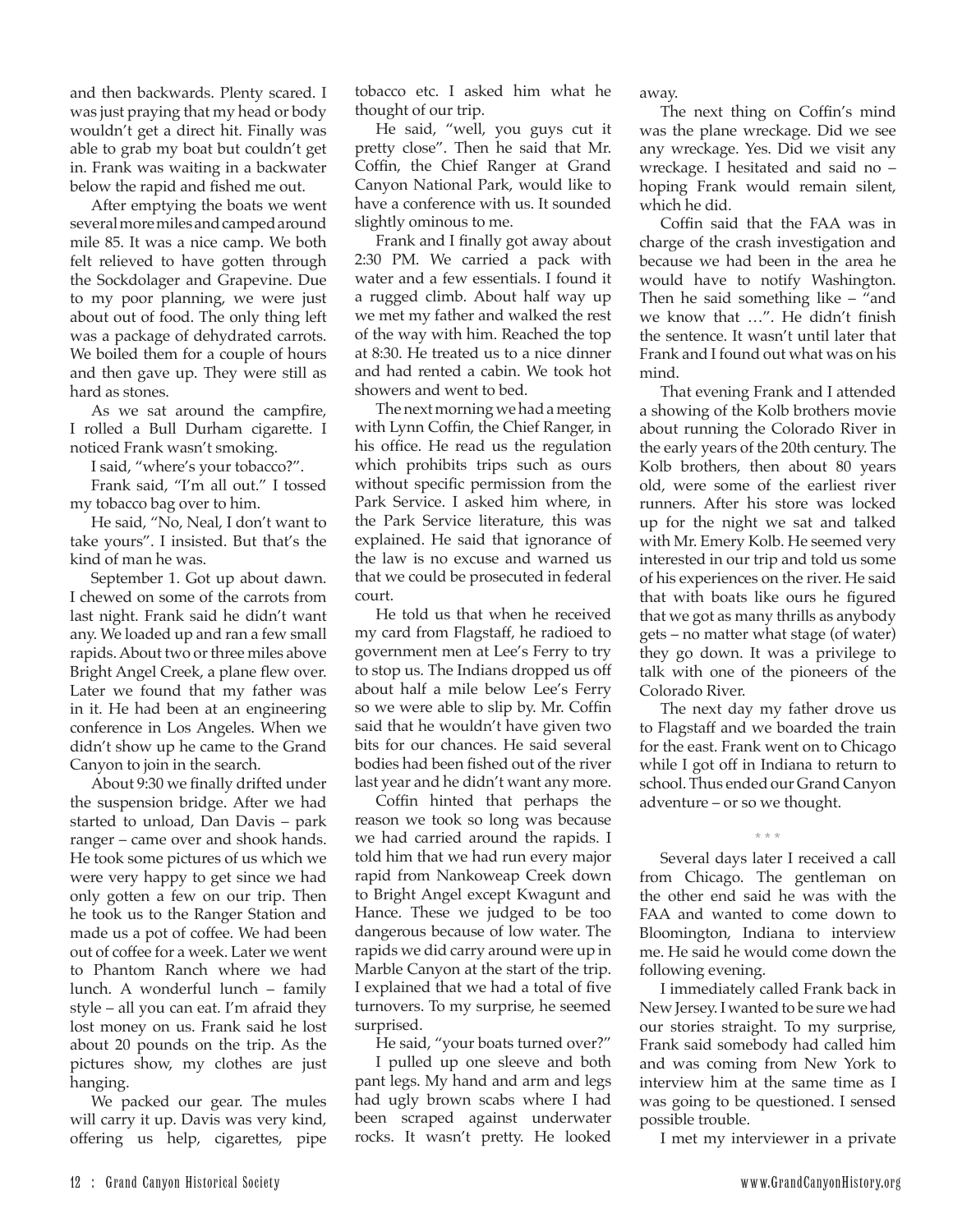and then backwards. Plenty scared. I was just praying that my head or body wouldn't get a direct hit. Finally was able to grab my boat but couldn't get in. Frank was waiting in a backwater below the rapid and fished me out.

After emptying the boats we went several more miles and camped around mile 85. It was a nice camp. We both felt relieved to have gotten through the Sockdolager and Grapevine. Due to my poor planning, we were just about out of food. The only thing left was a package of dehydrated carrots. We boiled them for a couple of hours and then gave up. They were still as hard as stones.

As we sat around the campfire, I rolled a Bull Durham cigarette. I noticed Frank wasn't smoking.

I said, "where's your tobacco?".

Frank said, "I'm all out." I tossed my tobacco bag over to him.

He said, "No, Neal, I don't want to take yours". I insisted. But that's the kind of man he was.

September 1. Got up about dawn. I chewed on some of the carrots from last night. Frank said he didn't want any. We loaded up and ran a few small rapids. About two or three miles above Bright Angel Creek, a plane flew over. Later we found that my father was in it. He had been at an engineering conference in Los Angeles. When we didn't show up he came to the Grand Canyon to join in the search.

About 9:30 we finally drifted under the suspension bridge. After we had started to unload, Dan Davis – park ranger – came over and shook hands. He took some pictures of us which we were very happy to get since we had only gotten a few on our trip. Then he took us to the Ranger Station and made us a pot of coffee. We had been out of coffee for a week. Later we went to Phantom Ranch where we had lunch. A wonderful lunch – family style – all you can eat. I'm afraid they lost money on us. Frank said he lost about 20 pounds on the trip. As the pictures show, my clothes are just hanging.

We packed our gear. The mules will carry it up. Davis was very kind, offering us help, cigarettes, pipe tobacco etc. I asked him what he thought of our trip.

He said, "well, you guys cut it pretty close". Then he said that Mr. Coffin, the Chief Ranger at Grand Canyon National Park, would like to have a conference with us. It sounded slightly ominous to me.

Frank and I finally got away about 2:30 PM. We carried a pack with water and a few essentials. I found it a rugged climb. About half way up we met my father and walked the rest of the way with him. Reached the top at 8:30. He treated us to a nice dinner and had rented a cabin. We took hot showers and went to bed.

The next morning we had a meeting with Lynn Coffin, the Chief Ranger, in his office. He read us the regulation which prohibits trips such as ours without specific permission from the Park Service. I asked him where, in the Park Service literature, this was explained. He said that ignorance of the law is no excuse and warned us that we could be prosecuted in federal court.

He told us that when he received my card from Flagstaff, he radioed to government men at Lee's Ferry to try to stop us. The Indians dropped us off about half a mile below Lee's Ferry so we were able to slip by. Mr. Coffin said that he wouldn't have given two bits for our chances. He said several bodies had been fished out of the river last year and he didn't want any more.

Coffin hinted that perhaps the reason we took so long was because we had carried around the rapids. I told him that we had run every major rapid from Nankoweap Creek down to Bright Angel except Kwagunt and Hance. These we judged to be too dangerous because of low water. The rapids we did carry around were up in Marble Canyon at the start of the trip. I explained that we had a total of five turnovers. To my surprise, he seemed surprised.

He said, "your boats turned over?"

I pulled up one sleeve and both pant legs. My hand and arm and legs had ugly brown scabs where I had been scraped against underwater rocks. It wasn't pretty. He looked away.

The next thing on Coffin's mind was the plane wreckage. Did we see any wreckage. Yes. Did we visit any wreckage. I hesitated and said no – hoping Frank would remain silent, which he did.

Coffin said that the FAA was in charge of the crash investigation and because we had been in the area he would have to notify Washington. Then he said something like – "and we know that …". He didn't finish the sentence. It wasn't until later that Frank and I found out what was on his mind.

That evening Frank and I attended a showing of the Kolb brothers movie about running the Colorado River in the early years of the 20th century. The Kolb brothers, then about 80 years old, were some of the earliest river runners. After his store was locked up for the night we sat and talked with Mr. Emery Kolb. He seemed very interested in our trip and told us some of his experiences on the river. He said that with boats like ours he figured that we got as many thrills as anybody gets – no matter what stage (of water) they go down. It was a privilege to talk with one of the pioneers of the Colorado River.

The next day my father drove us to Flagstaff and we boarded the train for the east. Frank went on to Chicago while I got off in Indiana to return to school. Thus ended our Grand Canyon adventure – or so we thought.

\* \* \*

Several days later I received a call from Chicago. The gentleman on the other end said he was with the FAA and wanted to come down to Bloomington, Indiana to interview me. He said he would come down the following evening.

I immediately called Frank back in New Jersey. I wanted to be sure we had our stories straight. To my surprise, Frank said somebody had called him and was coming from New York to interview him at the same time as I was going to be questioned. I sensed possible trouble.

I met my interviewer in a private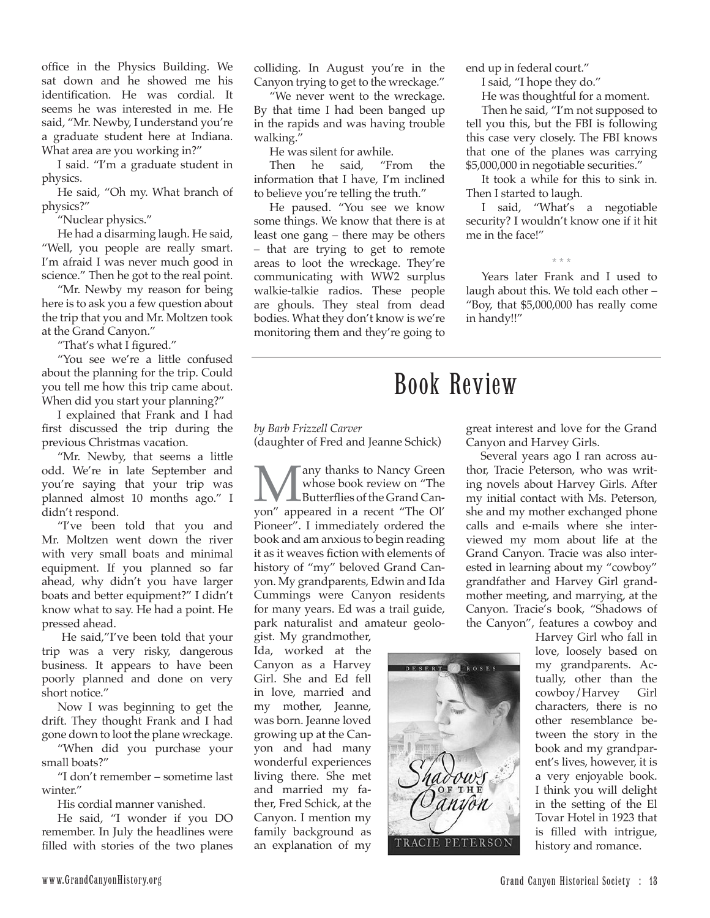office in the Physics Building. We sat down and he showed me his identification. He was cordial. It seems he was interested in me. He said, "Mr. Newby, I understand you're a graduate student here at Indiana. What area are you working in?"

I said. "I'm a graduate student in physics.

He said, "Oh my. What branch of physics?"

"Nuclear physics."

He had a disarming laugh. He said, "Well, you people are really smart. I'm afraid I was never much good in science." Then he got to the real point.

"Mr. Newby my reason for being here is to ask you a few question about the trip that you and Mr. Moltzen took at the Grand Canyon."

"That's what I figured."

"You see we're a little confused about the planning for the trip. Could you tell me how this trip came about. When did you start your planning?"

I explained that Frank and I had first discussed the trip during the previous Christmas vacation.

"Mr. Newby, that seems a little odd. We're in late September and you're saying that your trip was planned almost 10 months ago." I didn't respond.

"I've been told that you and Mr. Moltzen went down the river with very small boats and minimal equipment. If you planned so far ahead, why didn't you have larger boats and better equipment?" I didn't know what to say. He had a point. He pressed ahead.

He said,"I've been told that your trip was a very risky, dangerous business. It appears to have been poorly planned and done on very short notice."

Now I was beginning to get the drift. They thought Frank and I had gone down to loot the plane wreckage.

"When did you purchase your small boats?"

"I don't remember – sometime last winter."

His cordial manner vanished.

He said, "I wonder if you DO remember. In July the headlines were filled with stories of the two planes colliding. In August you're in the Canyon trying to get to the wreckage."

"We never went to the wreckage. By that time I had been banged up in the rapids and was having trouble walking."

He was silent for awhile.

Then he said, "From the information that I have, I'm inclined to believe you're telling the truth."

He paused. "You see we know some things. We know that there is at least one gang – there may be others – that are trying to get to remote areas to loot the wreckage. They're communicating with WW2 surplus walkie-talkie radios. These people are ghouls. They steal from dead bodies. What they don't know is we're monitoring them and they're going to end up in federal court."

I said, "I hope they do."

He was thoughtful for a moment.

Then he said, "I'm not supposed to tell you this, but the FBI is following this case very closely. The FBI knows that one of the planes was carrying $5,000,000 in negotiable securities."

It took a while for this to sink in. Then I started to laugh.

I said, "What's a negotiable security? I wouldn't know one if it hit me in the face!"

\* \* \*

Years later Frank and I used to laugh about this. We told each other – "Boy, that $5,000,000 has really come in handy!!"

# Book Review

*by Barb Frizzell Carver*
(daughter of Fred and Jeanne Schick)

Many thanks to Nancy Green whose book review on "The Butterflies of the Grand Canyon" appeared in a recent "The Ol' Pioneer". I immediately ordered the book and am anxious to begin reading it as it weaves fiction with elements of history of "my" beloved Grand Canyon. My grandparents, Edwin and Ida Cummings were Canyon residents for many years. Ed was a trail guide, park naturalist and amateur geologist. My grandmother, Ida, worked at the Canyon as a Harvey Girl. She and Ed fell in love, married and my mother, Jeanne, was born. Jeanne loved growing up at the Canyon and had many wonderful experiences living there. She met and married my father, Fred Schick, at the Canyon. I mention my family background as an explanation of my great interest and love for the Grand Canyon and Harvey Girls.

Several years ago I ran across author, Tracie Peterson, who was writing novels about Harvey Girls. After my initial contact with Ms. Peterson, she and my mother exchanged phone calls and e-mails where she interviewed my mom about life at the Grand Canyon. Tracie was also interested in learning about my "cowboy" grandfather and Harvey Girl grandmother meeting, and marrying, at the Canyon. Tracie's book, "Shadows of the Canyon", features a cowboy and Harvey Girl who fall in love, loosely based on my grandparents. Actually, other than the cowboy/Harvey Girl characters, there is no other resemblance between the story in the book and my grandparent's lives, however, it is a very enjoyable book. I think you will delight in the setting of the El Tovar Hotel in 1923 that is filled with intrigue, history and romance.